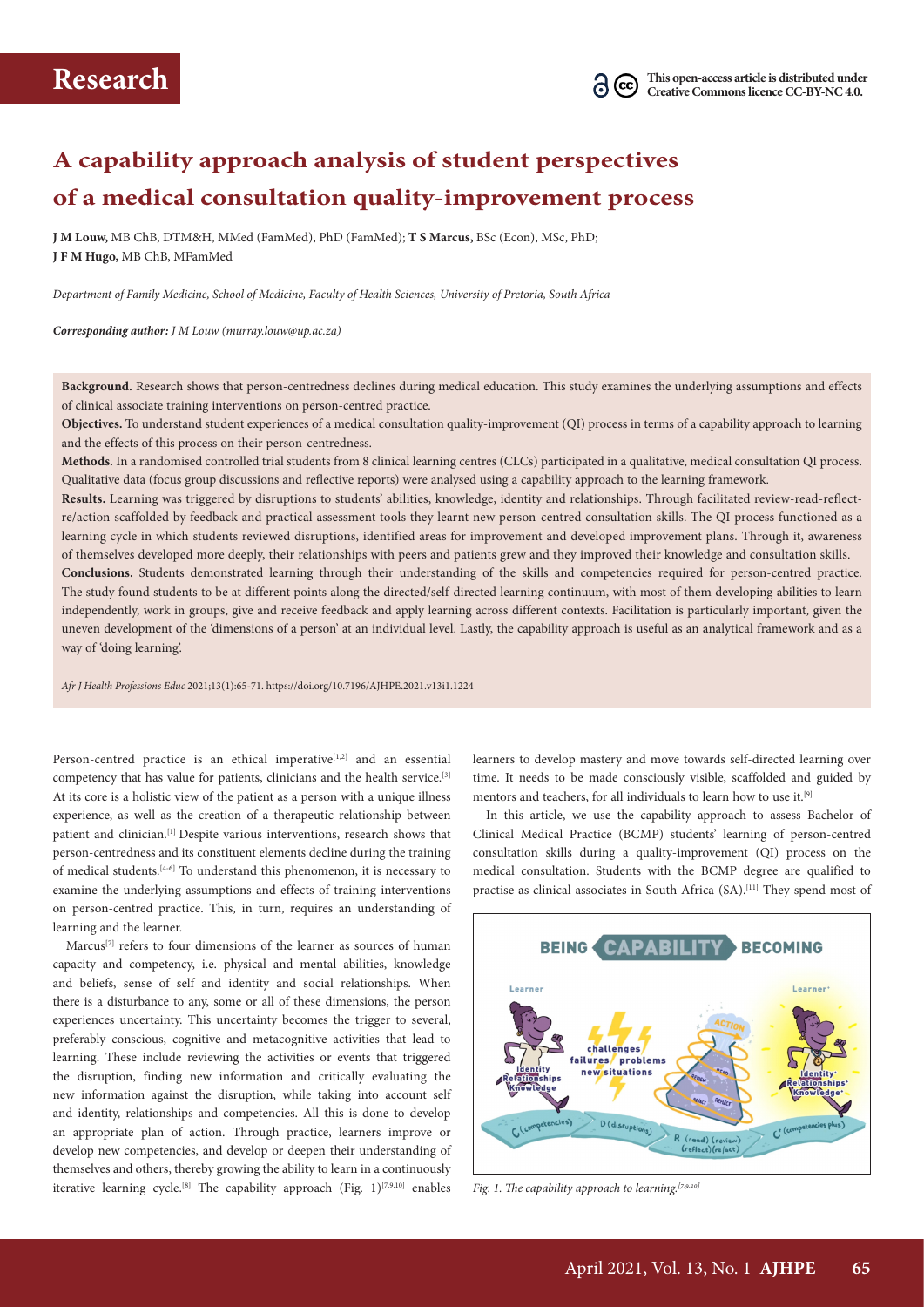# A capability approach analysis of student perspectives of a medical consultation quality-improvement process

**J M Louw,** MB ChB, DTM&H, MMed (FamMed), PhD (FamMed); **T S Marcus,** BSc (Econ), MSc, PhD; **J F M Hugo,** MB ChB, MFamMed

*Department of Family Medicine, School of Medicine, Faculty of Health Sciences, University of Pretoria, South Africa*

***Corresponding author:** J Murray Louw (murray.louw@up.ac.za)*

**Background.** Research shows that person-centredness declines during medical education. This study examines the underlying assumptions and effects of clinical associate training interventions on person-centred practice.

**Objectives.** To understand student experiences of a medical consultation quality-improvement (QI) process in terms of a capability approach to learning and the effects of this process on their person-centredness.

**Methods.** In a randomised controlled trial students from 8 clinical learning centres (CLCs) participated in a qualitative, medical consultation QI process. Qualitative data (focus group discussions and reflective reports) were analysed using a capability approach to the learning framework.

**Results.** Learning was triggered by disruptions to students' abilities, knowledge, identity and relationships. Through facilitated review-read-reflect-re/action scaffolded by feedback and practical assessment tools they learnt new person-centred consultation skills. The QI process functioned as a learning cycle in which students reviewed disruptions, identified areas for improvement and developed improvement plans. Through it, awareness of themselves developed more deeply, their relationships with peers and patients grew and they improved their knowledge and consultation skills.

**Conclusions.** Students demonstrated learning through their understanding of the skills and competencies required for person-centred practice. The study found students to be at different points along the directed/self-directed learning continuum, with most of them developing abilities to learn independently, work in groups, give and receive feedback and apply learning across different contexts. Facilitation is particularly important, given the uneven development of the 'dimensions of a person' at an individual level. Lastly, the capability approach is useful as an analytical framework and as a way of 'doing learning'.

*Afr J Health Professions Educ* 2021;13(1):65-71. https://doi.org/10.7196/AJHPE.2021.v13i1.1224

Person-centred practice is an ethical imperative[1,2] and an essential competency that has value for patients, clinicians and the health service.[3] At its core is a holistic view of the patient as a person with a unique illness experience, as well as the creation of a therapeutic relationship between patient and clinician.[1] Despite various interventions, research shows that person-centredness and its constituent elements decline during the training of medical students.[4-6] To understand this phenomenon, it is necessary to examine the underlying assumptions and effects of training interventions on person-centred practice. This, in turn, requires an understanding of learning and the learner.

Marcus[7] refers to four dimensions of the learner as sources of human capacity and competency, i.e. physical and mental abilities, knowledge and beliefs, sense of self and identity and social relationships. When there is a disturbance to any, some or all of these dimensions, the person experiences uncertainty. This uncertainty becomes the trigger to several, preferably conscious, cognitive and metacognitive activities that lead to learning. These include reviewing the activities or events that triggered the disruption, finding new information and critically evaluating the new information against the disruption, while taking into account self and identity, relationships and competencies. All this is done to develop an appropriate plan of action. Through practice, learners improve or develop new competencies, and develop or deepen their understanding of themselves and others, thereby growing the ability to learn in a continuously iterative learning cycle.[8] The capability approach (Fig. 1)[7,9,10] enables learners to develop mastery and move towards self-directed learning over time. It needs to be made consciously visible, scaffolded and guided by mentors and teachers, for all individuals to learn how to use it.[9]

In this article, we use the capability approach to assess Bachelor of Clinical Medical Practice (BCMP) students' learning of person-centred consultation skills during a quality-improvement (QI) process on the medical consultation. Students with the BCMP degree are qualified to practise as clinical associates in South Africa (SA).[11] They spend most of

*Fig. 1. The capability approach to learning.[7,9,10]*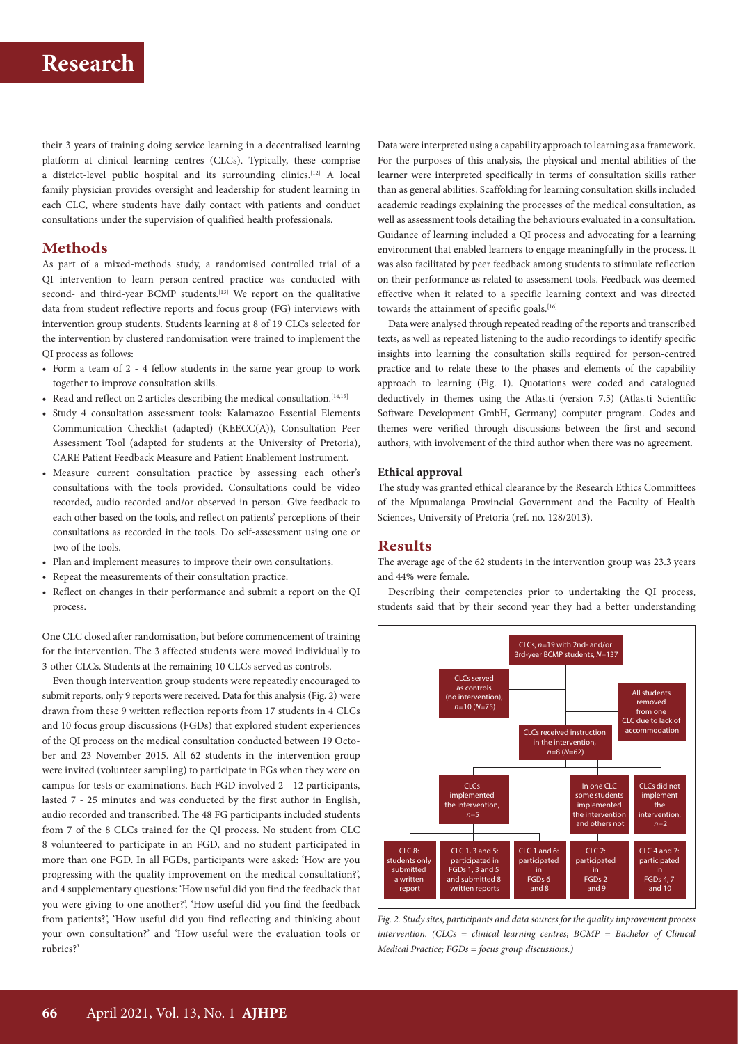their 3 years of training doing service learning in a decentralised learning platform at clinical learning centres (CLCs). Typically, these comprise a district-level public hospital and its surrounding clinics.[12] A local family physician provides oversight and leadership for student learning in each CLC, where students have daily contact with patients and conduct consultations under the supervision of qualified health professionals.

## Methods

As part of a mixed-methods study, a randomised controlled trial of a QI intervention to learn person-centred practice was conducted with second- and third-year BCMP students.[13] We report on the qualitative data from student reflective reports and focus group (FG) interviews with intervention group students. Students learning at 8 of 19 CLCs selected for the intervention by clustered randomisation were trained to implement the QI process as follows:

- Form a team of 2 - 4 fellow students in the same year group to work together to improve consultation skills.
- Read and reflect on 2 articles describing the medical consultation.[14,15]
- Study 4 consultation assessment tools: Kalamazoo Essential Elements Communication Checklist (adapted) (KEECC(A)), Consultation Peer Assessment Tool (adapted for students at the University of Pretoria), CARE Patient Feedback Measure and Patient Enablement Instrument.
- Measure current consultation practice by assessing each other's consultations with the tools provided. Consultations could be video recorded, audio recorded and/or observed in person. Give feedback to each other based on the tools, and reflect on patients' perceptions of their consultations as recorded in the tools. Do self-assessment using one or two of the tools.
- Plan and implement measures to improve their own consultations.
- Repeat the measurements of their consultation practice.
- Reflect on changes in their performance and submit a report on the QI process.

One CLC closed after randomisation, but before commencement of training for the intervention. The 3 affected students were moved individually to 3 other CLCs. Students at the remaining 10 CLCs served as controls.

Even though intervention group students were repeatedly encouraged to submit reports, only 9 reports were received. Data for this analysis (Fig. 2) were drawn from these 9 written reflection reports from 17 students in 4 CLCs and 10 focus group discussions (FGDs) that explored student experiences of the QI process on the medical consultation conducted between 19 October and 23 November 2015. All 62 students in the intervention group were invited (volunteer sampling) to participate in FGs when they were on campus for tests or examinations. Each FGD involved 2 - 12 participants, lasted 7 - 25 minutes and was conducted by the first author in English, audio recorded and transcribed. The 48 FG participants included students from 7 of the 8 CLCs trained for the QI process. No student from CLC 8 volunteered to participate in an FGD, and no student participated in more than one FGD. In all FGDs, participants were asked: 'How are you progressing with the quality improvement on the medical consultation?', and 4 supplementary questions: 'How useful did you find the feedback that you were giving to one another?', 'How useful did you find the feedback from patients?', 'How useful did you find reflecting and thinking about your own consultation?' and 'How useful were the evaluation tools or rubrics?'

Data were interpreted using a capability approach to learning as a framework. For the purposes of this analysis, the physical and mental abilities of the learner were interpreted specifically in terms of consultation skills rather than as general abilities. Scaffolding for learning consultation skills included academic readings explaining the processes of the medical consultation, as well as assessment tools detailing the behaviours evaluated in a consultation. Guidance of learning included a QI process and advocating for a learning environment that enabled learners to engage meaningfully in the process. It was also facilitated by peer feedback among students to stimulate reflection on their performance as related to assessment tools. Feedback was deemed effective when it related to a specific learning context and was directed towards the attainment of specific goals.[16]

Data were analysed through repeated reading of the reports and transcribed texts, as well as repeated listening to the audio recordings to identify specific insights into learning the consultation skills required for person-centred practice and to relate these to the phases and elements of the capability approach to learning (Fig. 1). Quotations were coded and catalogued deductively in themes using the Atlas.ti (version 7.5) (Atlas.ti Scientific Software Development GmbH, Germany) computer program. Codes and themes were verified through discussions between the first and second authors, with involvement of the third author when there was no agreement.

### Ethical approval

The study was granted ethical clearance by the Research Ethics Committees of the Mpumalanga Provincial Government and the Faculty of Health Sciences, University of Pretoria (ref. no. 128/2013).

## Results

The average age of the 62 students in the intervention group was 23.3 years and 44% were female.

Describing their competencies prior to undertaking the QI process, students said that by their second year they had a better understanding

*Fig. 2. Study sites, participants and data sources for the quality improvement process intervention. (CLCs = clinical learning centres; BCMP = Bachelor of Clinical Medical Practice; FGDs = focus group discussions.)*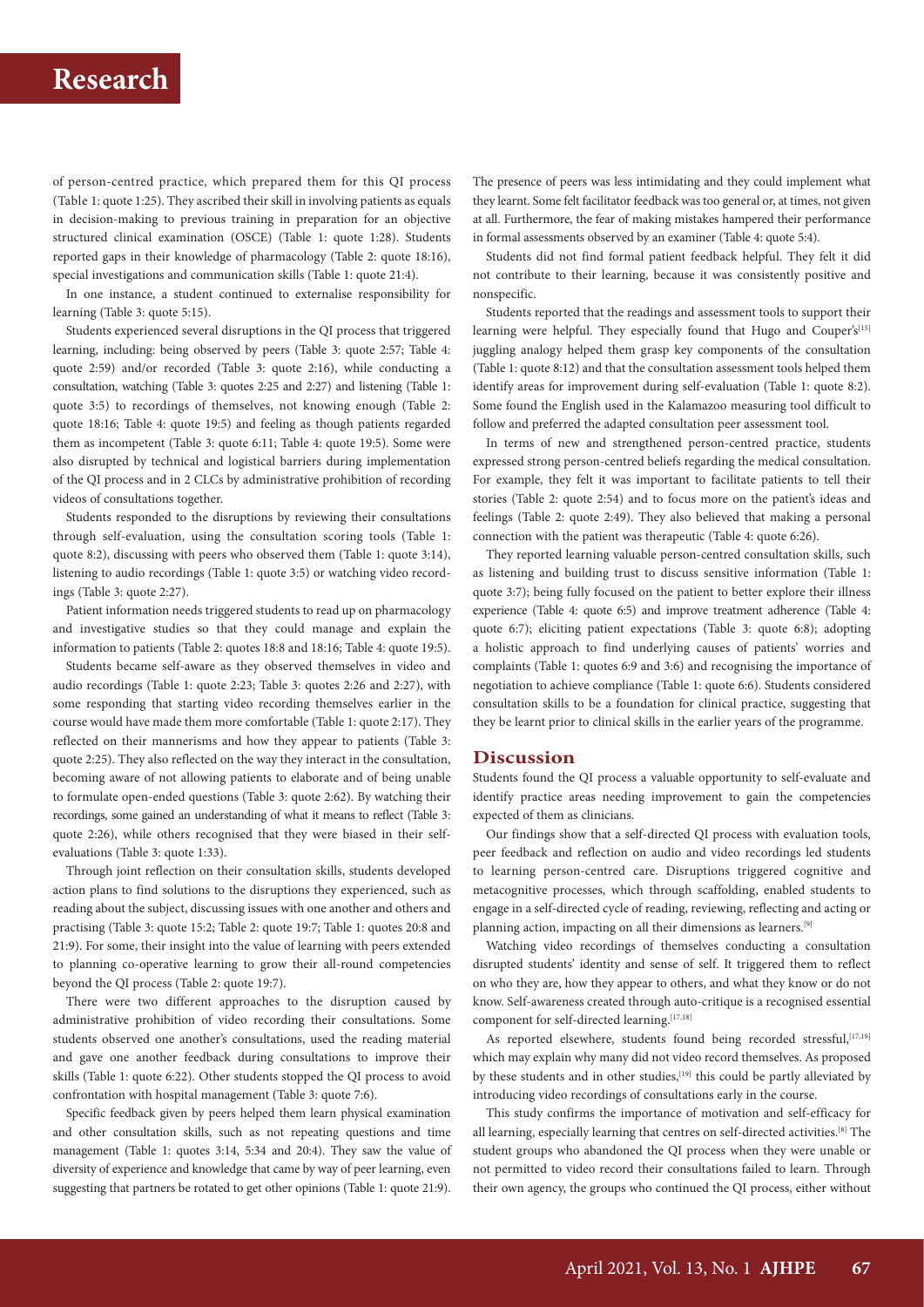of person-centred practice, which prepared them for this QI process (Table 1: quote 1:25). They ascribed their skill in involving patients as equals in decision-making to previous training in preparation for an objective structured clinical examination (OSCE) (Table 1: quote 1:28). Students reported gaps in their knowledge of pharmacology (Table 2: quote 18:16), special investigations and communication skills (Table 1: quote 21:4).

In one instance, a student continued to externalise responsibility for learning (Table 3: quote 5:15).

Students experienced several disruptions in the QI process that triggered learning, including: being observed by peers (Table 3: quote 2:57; Table 4: quote 2:59) and/or recorded (Table 3: quote 2:16), while conducting a consultation, watching (Table 3: quotes 2:25 and 2:27) and listening (Table 1: quote 3:5) to recordings of themselves, not knowing enough (Table 2: quote 18:16; Table 4: quote 19:5) and feeling as though patients regarded them as incompetent (Table 3: quote 6:11; Table 4: quote 19:5). Some were also disrupted by technical and logistical barriers during implementation of the QI process and in 2 CLCs by administrative prohibition of recording videos of consultations together.

Students responded to the disruptions by reviewing their consultations through self-evaluation, using the consultation scoring tools (Table 1: quote 8:2), discussing with peers who observed them (Table 1: quote 3:14), listening to audio recordings (Table 1: quote 3:5) or watching video recordings (Table 3: quote 2:27).

Patient information needs triggered students to read up on pharmacology and investigative studies so that they could manage and explain the information to patients (Table 2: quotes 18:8 and 18:16; Table 4: quote 19:5).

Students became self-aware as they observed themselves in video and audio recordings (Table 1: quote 2:23; Table 3: quotes 2:26 and 2:27), with some responding that starting video recording themselves earlier in the course would have made them more comfortable (Table 1: quote 2:17). They reflected on their mannerisms and how they appear to patients (Table 3: quote 2:25). They also reflected on the way they interact in the consultation, becoming aware of not allowing patients to elaborate and of being unable to formulate open-ended questions (Table 3: quote 2:62). By watching their recordings, some gained an understanding of what it means to reflect (Table 3: quote 2:26), while others recognised that they were biased in their self-evaluations (Table 3: quote 1:33).

Through joint reflection on their consultation skills, students developed action plans to find solutions to the disruptions they experienced, such as reading about the subject, discussing issues with one another and others and practising (Table 3: quote 15:2; Table 2: quote 19:7; Table 1: quotes 20:8 and 21:9). For some, their insight into the value of learning with peers extended to planning co-operative learning to grow their all-round competencies beyond the QI process (Table 2: quote 19:7).

There were two different approaches to the disruption caused by administrative prohibition of video recording their consultations. Some students observed one another's consultations, used the reading material and gave one another feedback during consultations to improve their skills (Table 1: quote 6:22). Other students stopped the QI process to avoid confrontation with hospital management (Table 3: quote 7:6).

Specific feedback given by peers helped them learn physical examination and other consultation skills, such as not repeating questions and time management (Table 1: quotes 3:14, 5:34 and 20:4). They saw the value of diversity of experience and knowledge that came by way of peer learning, even suggesting that partners be rotated to get other opinions (Table 1: quote 21:9). The presence of peers was less intimidating and they could implement what they learnt. Some felt facilitator feedback was too general or, at times, not given at all. Furthermore, the fear of making mistakes hampered their performance in formal assessments observed by an examiner (Table 4: quote 5:4).

Students did not find formal patient feedback helpful. They felt it did not contribute to their learning, because it was consistently positive and nonspecific.

Students reported that the readings and assessment tools to support their learning were helpful. They especially found that Hugo and Couper's[15] juggling analogy helped them grasp key components of the consultation (Table 1: quote 8:12) and that the consultation assessment tools helped them identify areas for improvement during self-evaluation (Table 1: quote 8:2). Some found the English used in the Kalamazoo measuring tool difficult to follow and preferred the adapted consultation peer assessment tool.

In terms of new and strengthened person-centred practice, students expressed strong person-centred beliefs regarding the medical consultation. For example, they felt it was important to facilitate patients to tell their stories (Table 2: quote 2:54) and to focus more on the patient's ideas and feelings (Table 2: quote 2:49). They also believed that making a personal connection with the patient was therapeutic (Table 4: quote 6:26).

They reported learning valuable person-centred consultation skills, such as listening and building trust to discuss sensitive information (Table 1: quote 3:7); being fully focused on the patient to better explore their illness experience (Table 4: quote 6:5) and improve treatment adherence (Table 4: quote 6:7); eliciting patient expectations (Table 3: quote 6:8); adopting a holistic approach to find underlying causes of patients' worries and complaints (Table 1: quotes 6:9 and 3:6) and recognising the importance of negotiation to achieve compliance (Table 1: quote 6:6). Students considered consultation skills to be a foundation for clinical practice, suggesting that they be learnt prior to clinical skills in the earlier years of the programme.

## Discussion

Students found the QI process a valuable opportunity to self-evaluate and identify practice areas needing improvement to gain the competencies expected of them as clinicians.

Our findings show that a self-directed QI process with evaluation tools, peer feedback and reflection on audio and video recordings led students to learning person-centred care. Disruptions triggered cognitive and metacognitive processes, which through scaffolding, enabled students to engage in a self-directed cycle of reading, reviewing, reflecting and acting or planning action, impacting on all their dimensions as learners.[9]

Watching video recordings of themselves conducting a consultation disrupted students' identity and sense of self. It triggered them to reflect on who they are, how they appear to others, and what they know or do not know. Self-awareness created through auto-critique is a recognised essential component for self-directed learning.[17,18]

As reported elsewhere, students found being recorded stressful,[17,19] which may explain why many did not video record themselves. As proposed by these students and in other studies,[19] this could be partly alleviated by introducing video recordings of consultations early in the course.

This study confirms the importance of motivation and self-efficacy for all learning, especially learning that centres on self-directed activities.[8] The student groups who abandoned the QI process when they were unable or not permitted to video record their consultations failed to learn. Through their own agency, the groups who continued the QI process, either without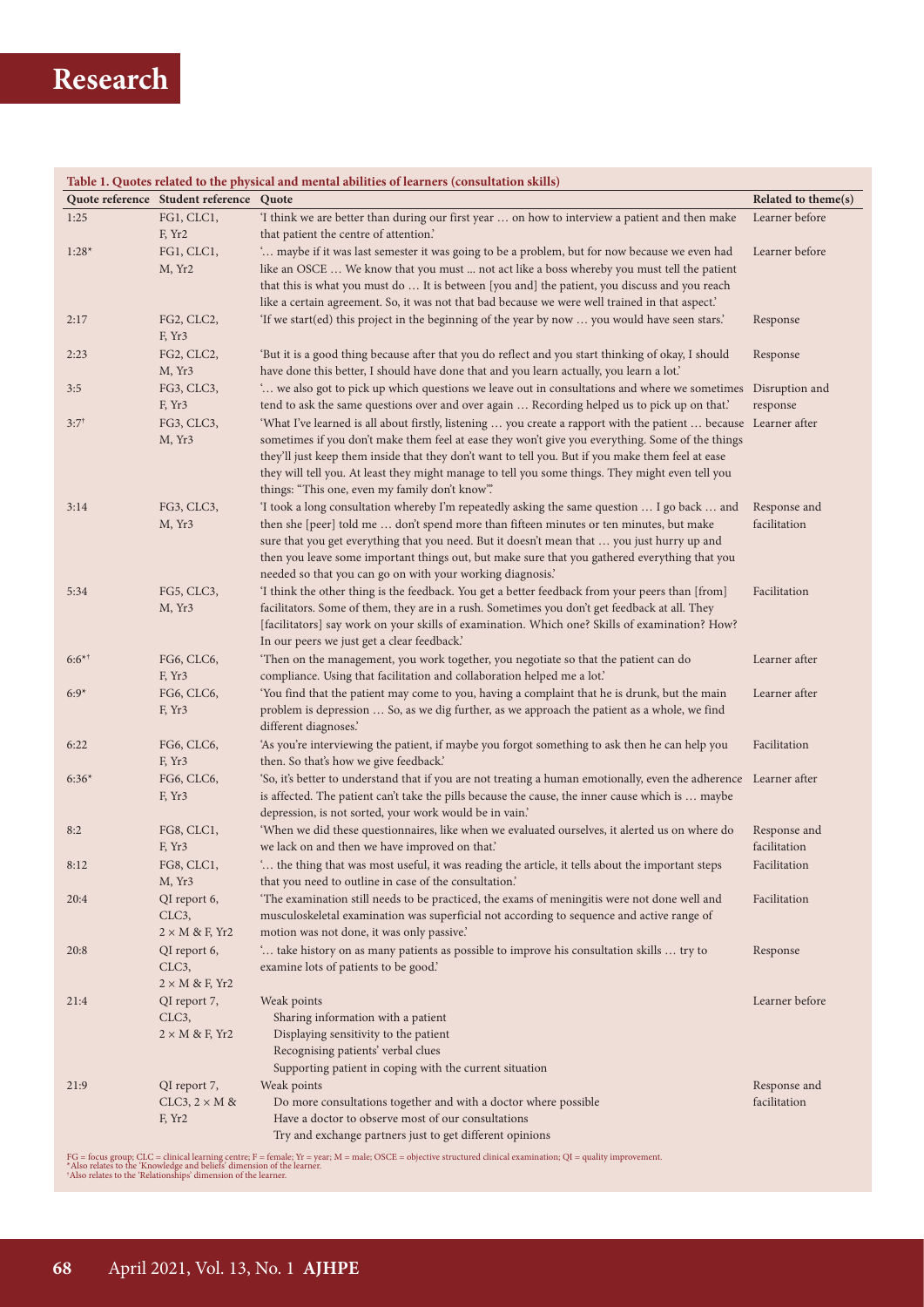**Table 1. Quotes related to the physical and mental abilities of learners (consultation skills)**

| Quote reference | Student reference | Quote | Related to theme(s) |
|---|---|---|---|
| 1:25 | FG1, CLC1, F, Yr2 | 'I think we are better than during our first year … on how to interview a patient and then make that patient the centre of attention.' | Learner before |
| 1:28* | FG1, CLC1, M, Yr2 | '… maybe if it was last semester it was going to be a problem, but for now because we even had like an OSCE … We know that you must ... not act like a boss whereby you must tell the patient that this is what you must do … It is between [you and] the patient, you discuss and you reach like a certain agreement. So, it was not that bad because we were well trained in that aspect.' | Learner before |
| 2:17 | FG2, CLC2, F, Yr3 | 'If we start(ed) this project in the beginning of the year by now … you would have seen stars.' | Response |
| 2:23 | FG2, CLC2, M, Yr3 | 'But it is a good thing because after that you do reflect and you start thinking of okay, I should have done this better, I should have done that and you learn actually, you learn a lot.' | Response |
| 3:5 | FG3, CLC3, F, Yr3 | '… we also got to pick up which questions we leave out in consultations and where we sometimes tend to ask the same questions over and over again … Recording helped us to pick up on that.' | Disruption and response |
| 3:7† | FG3, CLC3, M, Yr3 | 'What I've learned is all about firstly, listening … you create a rapport with the patient … because sometimes if you don't make them feel at ease they won't give you everything. Some of the things they'll just keep them inside that they don't want to tell you. But if you make them feel at ease they will tell you. At least they might manage to tell you some things. They might even tell you things: "This one, even my family don't know".' | Learner after |
| 3:14 | FG3, CLC3, M, Yr3 | 'I took a long consultation whereby I'm repeatedly asking the same question … I go back … and then she [peer] told me … don't spend more than fifteen minutes or ten minutes, but make sure that you get everything that you need. But it doesn't mean that … you just hurry up and then you leave some important things out, but make sure that you gathered everything that you needed so that you can go on with your working diagnosis.' | Response and facilitation |
| 5:34 | FG5, CLC3, M, Yr3 | 'I think the other thing is the feedback. You get a better feedback from your peers than [from] facilitators. Some of them, they are in a rush. Sometimes you don't get feedback at all. They [facilitators] say work on your skills of examination. Which one? Skills of examination? How? In our peers we just get a clear feedback.' | Facilitation |
| 6:6*† | FG6, CLC6, F, Yr3 | 'Then on the management, you work together, you negotiate so that the patient can do compliance. Using that facilitation and collaboration helped me a lot.' | Learner after |
| 6:9* | FG6, CLC6, F, Yr3 | 'You find that the patient may come to you, having a complaint that he is drunk, but the main problem is depression … So, as we dig further, as we approach the patient as a whole, we find different diagnoses.' | Learner after |
| 6:22 | FG6, CLC6, F, Yr3 | 'As you're interviewing the patient, if maybe you forgot something to ask then he can help you then. So that's how we give feedback.' | Facilitation |
| 6:36* | FG6, CLC6, F, Yr3 | 'So, it's better to understand that if you are not treating a human emotionally, even the adherence is affected. The patient can't take the pills because the cause, the inner cause which is … maybe depression, is not sorted, your work would be in vain.' | Learner after |
| 8:2 | FG8, CLC1, F, Yr3 | 'When we did these questionnaires, like when we evaluated ourselves, it alerted us on where do we lack on and then we have improved on that.' | Response and facilitation |
| 8:12 | FG8, CLC1, M, Yr3 | '… the thing that was most useful, it was reading the article, it tells about the important steps that you need to outline in case of the consultation.' | Facilitation |
| 20:4 | QI report 6, CLC3, 2 × M & F, Yr2 | 'The examination still needs to be practiced, the exams of meningitis were not done well and musculoskeletal examination was superficial not according to sequence and active range of motion was not done, it was only passive.' | Facilitation |
| 20:8 | QI report 6, CLC3, 2 × M & F, Yr2 | '… take history on as many patients as possible to improve his consultation skills … try to examine lots of patients to be good.' | Response |
| 21:4 | QI report 7, CLC3, 2 × M & F, Yr2 | Weak points<br>Sharing information with a patient<br>Displaying sensitivity to the patient<br>Recognising patients' verbal clues<br>Supporting patient in coping with the current situation | Learner before |
| 21:9 | QI report 7, CLC3, 2 × M & F, Yr2 | Weak points<br>Do more consultations together and with a doctor where possible<br>Have a doctor to observe most of our consultations<br>Try and exchange partners just to get different opinions | Response and facilitation |

FG = focus group; CLC = clinical learning centre; F = female; Yr = year; M = male; OSCE = objective structured clinical examination; QI = quality improvement.
*Also relates to the 'Knowledge and beliefs' dimension of the learner.
†Also relates to the 'Relationships' dimension of the learner.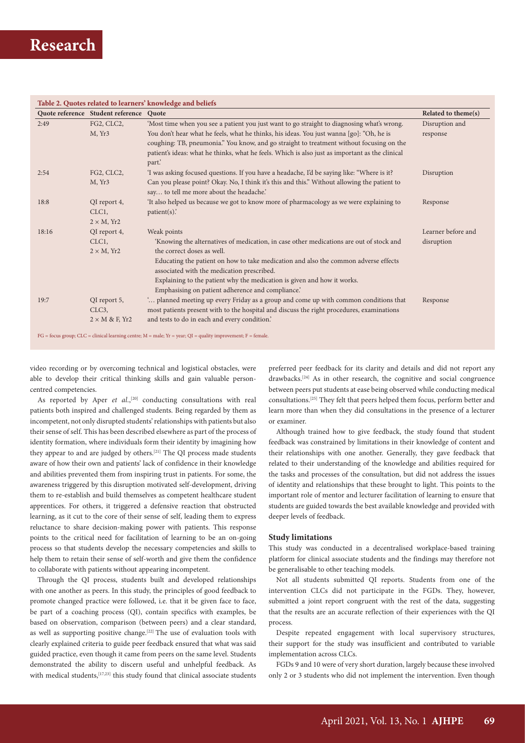**Table 2. Quotes related to learners' knowledge and beliefs**

| Quote reference | Student reference | Quote | Related to theme(s) |
|---|---|---|---|
| 2:49 | FG2, CLC2, M, Yr3 | 'Most time when you see a patient you just want to go straight to diagnosing what's wrong. You don't hear what he feels, what he thinks, his ideas. You just wanna [go]: "Oh, he is coughing: TB, pneumonia." You know, and go straight to treatment without focusing on the patient's ideas: what he thinks, what he feels. Which is also just as important as the clinical part.' | Disruption and response |
| 2:54 | FG2, CLC2, M, Yr3 | 'I was asking focused questions. If you have a headache, I'd be saying like: "Where is it? Can you please point? Okay. No, I think it's this and this." Without allowing the patient to say… to tell me more about the headache.' | Disruption |
| 18:8 | QI report 4, CLC1, 2 × M, Yr2 | 'It also helped us because we got to know more of pharmacology as we were explaining to patient(s).' | Response |
| 18:16 | QI report 4, CLC1, 2 × M, Yr2 | Weak points<br>'Knowing the alternatives of medication, in case other medications are out of stock and the correct doses as well.<br>Educating the patient on how to take medication and also the common adverse effects associated with the medication prescribed.<br>Explaining to the patient why the medication is given and how it works.<br>Emphasising on patient adherence and compliance.' | Learner before and disruption |
| 19:7 | QI report 5, CLC3, 2 × M & F, Yr2 | '… planned meeting up every Friday as a group and come up with common conditions that most patients present with to the hospital and discuss the right procedures, examinations and tests to do in each and every condition.' | Response |

FG = focus group; CLC = clinical learning centre; M = male; Yr = year; QI = quality improvement; F = female.

video recording or by overcoming technical and logistical obstacles, were able to develop their critical thinking skills and gain valuable person-centred competencies.

As reported by Aper *et al.*,[20] conducting consultations with real patients both inspired and challenged students. Being regarded by them as incompetent, not only disrupted students' relationships with patients but also their sense of self. This has been described elsewhere as part of the process of identity formation, where individuals form their identity by imagining how they appear to and are judged by others.[21] The QI process made students aware of how their own and patients' lack of confidence in their knowledge and abilities prevented them from inspiring trust in patients. For some, the awareness triggered by this disruption motivated self-development, driving them to re-establish and build themselves as competent healthcare student apprentices. For others, it triggered a defensive reaction that obstructed learning, as it cut to the core of their sense of self, leading them to express reluctance to share decision-making power with patients. This response points to the critical need for facilitation of learning to be an on-going process so that students develop the necessary competencies and skills to help them to retain their sense of self-worth and give them the confidence to collaborate with patients without appearing incompetent.

Through the QI process, students built and developed relationships with one another as peers. In this study, the principles of good feedback to promote changed practice were followed, i.e. that it be given face to face, be part of a coaching process (QI), contain specifics with examples, be based on observation, comparison (between peers) and a clear standard, as well as supporting positive change.[22] The use of evaluation tools with clearly explained criteria to guide peer feedback ensured that what was said guided practice, even though it came from peers on the same level. Students demonstrated the ability to discern useful and unhelpful feedback. As with medical students,[17,23] this study found that clinical associate students preferred peer feedback for its clarity and details and did not report any drawbacks.[24] As in other research, the cognitive and social congruence between peers put students at ease being observed while conducting medical consultations.[25] They felt that peers helped them focus, perform better and learn more than when they did consultations in the presence of a lecturer or examiner.

Although trained how to give feedback, the study found that student feedback was constrained by limitations in their knowledge of content and their relationships with one another. Generally, they gave feedback that related to their understanding of the knowledge and abilities required for the tasks and processes of the consultation, but did not address the issues of identity and relationships that these brought to light. This points to the important role of mentor and lecturer facilitation of learning to ensure that students are guided towards the best available knowledge and provided with deeper levels of feedback.

### Study limitations

This study was conducted in a decentralised workplace-based training platform for clinical associate students and the findings may therefore not be generalisable to other teaching models.

Not all students submitted QI reports. Students from one of the intervention CLCs did not participate in the FGDs. They, however, submitted a joint report congruent with the rest of the data, suggesting that the results are an accurate reflection of their experiences with the QI process.

Despite repeated engagement with local supervisory structures, their support for the study was insufficient and contributed to variable implementation across CLCs.

FGDs 9 and 10 were of very short duration, largely because these involved only 2 or 3 students who did not implement the intervention. Even though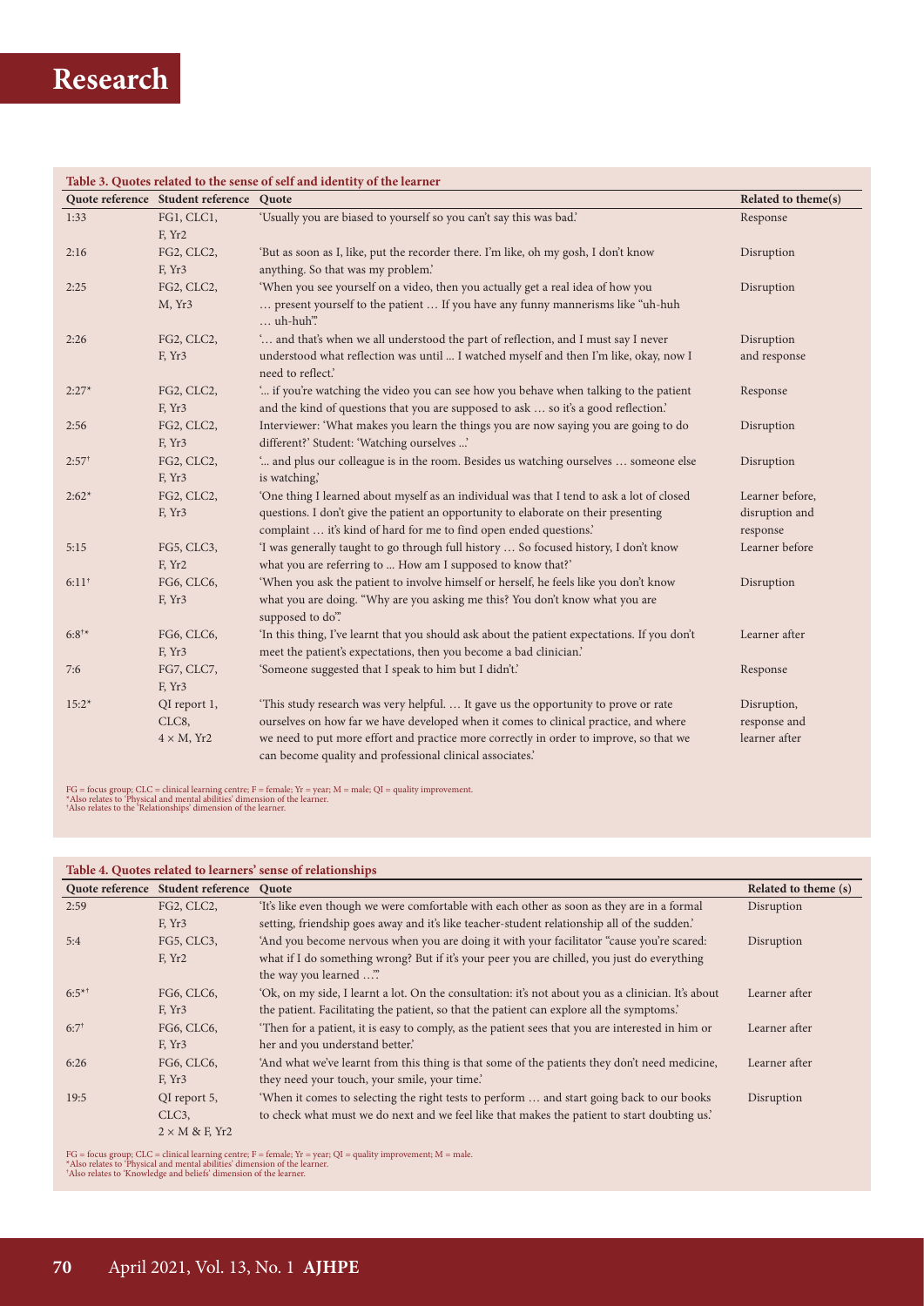**Table 3. Quotes related to the sense of self and identity of the learner**

| Quote reference | Student reference | Quote | Related to theme(s) |
|---|---|---|---|
| 1:33 | FG1, CLC1, F, Yr2 | 'Usually you are biased to yourself so you can't say this was bad.' | Response |
| 2:16 | FG2, CLC2, F, Yr3 | 'But as soon as I, like, put the recorder there. I'm like, oh my gosh, I don't know anything. So that was my problem.' | Disruption |
| 2:25 | FG2, CLC2, M, Yr3 | 'When you see yourself on a video, then you actually get a real idea of how you … present yourself to the patient … If you have any funny mannerisms like "uh-huh … uh-huh".' | Disruption |
| 2:26 | FG2, CLC2, F, Yr3 | '… and that's when we all understood the part of reflection, and I must say I never understood what reflection was until ... I watched myself and then I'm like, okay, now I need to reflect.' | Disruption and response |
| 2:27* | FG2, CLC2, F, Yr3 | '... if you're watching the video you can see how you behave when talking to the patient and the kind of questions that you are supposed to ask … so it's a good reflection.' | Response |
| 2:56 | FG2, CLC2, F, Yr3 | Interviewer: 'What makes you learn the things you are now saying you are going to do different?' Student: 'Watching ourselves ...' | Disruption |
| 2:57† | FG2, CLC2, F, Yr3 | '... and plus our colleague is in the room. Besides us watching ourselves … someone else is watching,' | Disruption |
| 2:62* | FG2, CLC2, F, Yr3 | 'One thing I learned about myself as an individual was that I tend to ask a lot of closed questions. I don't give the patient an opportunity to elaborate on their presenting complaint … it's kind of hard for me to find open ended questions.' | Learner before, disruption and response |
| 5:15 | FG5, CLC3, F, Yr2 | 'I was generally taught to go through full history … So focused history, I don't know what you are referring to ... How am I supposed to know that?' | Learner before |
| 6:11† | FG6, CLC6, F, Yr3 | 'When you ask the patient to involve himself or herself, he feels like you don't know what you are doing. "Why are you asking me this? You don't know what you are supposed to do".' | Disruption |
| 6:8†* | FG6, CLC6, F, Yr3 | 'In this thing, I've learnt that you should ask about the patient expectations. If you don't meet the patient's expectations, then you become a bad clinician.' | Learner after |
| 7:6 | FG7, CLC7, F, Yr3 | 'Someone suggested that I speak to him but I didn't.' | Response |
| 15:2* | QI report 1, CLC8, 4 × M, Yr2 | 'This study research was very helpful. … It gave us the opportunity to prove or rate ourselves on how far we have developed when it comes to clinical practice, and where we need to put more effort and practice more correctly in order to improve, so that we can become quality and professional clinical associates.' | Disruption, response and learner after |

FG = focus group; CLC = clinical learning centre; F = female; Yr = year; M = male; QI = quality improvement.
*Also relates to 'Physical and mental abilities' dimension of the learner.
†Also relates to the 'Relationships' dimension of the learner.

**Table 4. Quotes related to learners' sense of relationships**

| Quote reference | Student reference | Quote | Related to theme (s) |
|---|---|---|---|
| 2:59 | FG2, CLC2, F, Yr3 | 'It's like even though we were comfortable with each other as soon as they are in a formal setting, friendship goes away and it's like teacher-student relationship all of the sudden.' | Disruption |
| 5:4 | FG5, CLC3, F, Yr2 | 'And you become nervous when you are doing it with your facilitator "cause you're scared: what if I do something wrong? But if it's your peer you are chilled, you just do everything the way you learned …".' | Disruption |
| 6:5*† | FG6, CLC6, F, Yr3 | 'Ok, on my side, I learnt a lot. On the consultation: it's not about you as a clinician. It's about the patient. Facilitating the patient, so that the patient can explore all the symptoms.' | Learner after |
| 6:7† | FG6, CLC6, F, Yr3 | 'Then for a patient, it is easy to comply, as the patient sees that you are interested in him or her and you understand better.' | Learner after |
| 6:26 | FG6, CLC6, F, Yr3 | 'And what we've learnt from this thing is that some of the patients they don't need medicine, they need your touch, your smile, your time.' | Learner after |
| 19:5 | QI report 5, CLC3, 2 × M & F, Yr2 | 'When it comes to selecting the right tests to perform … and start going back to our books to check what must we do next and we feel like that makes the patient to start doubting us.' | Disruption |

FG = focus group; CLC = clinical learning centre; F = female; Yr = year; QI = quality improvement; M = male.
*Also relates to 'Physical and mental abilities' dimension of the learner.
†Also relates to 'Knowledge and beliefs' dimension of the learner.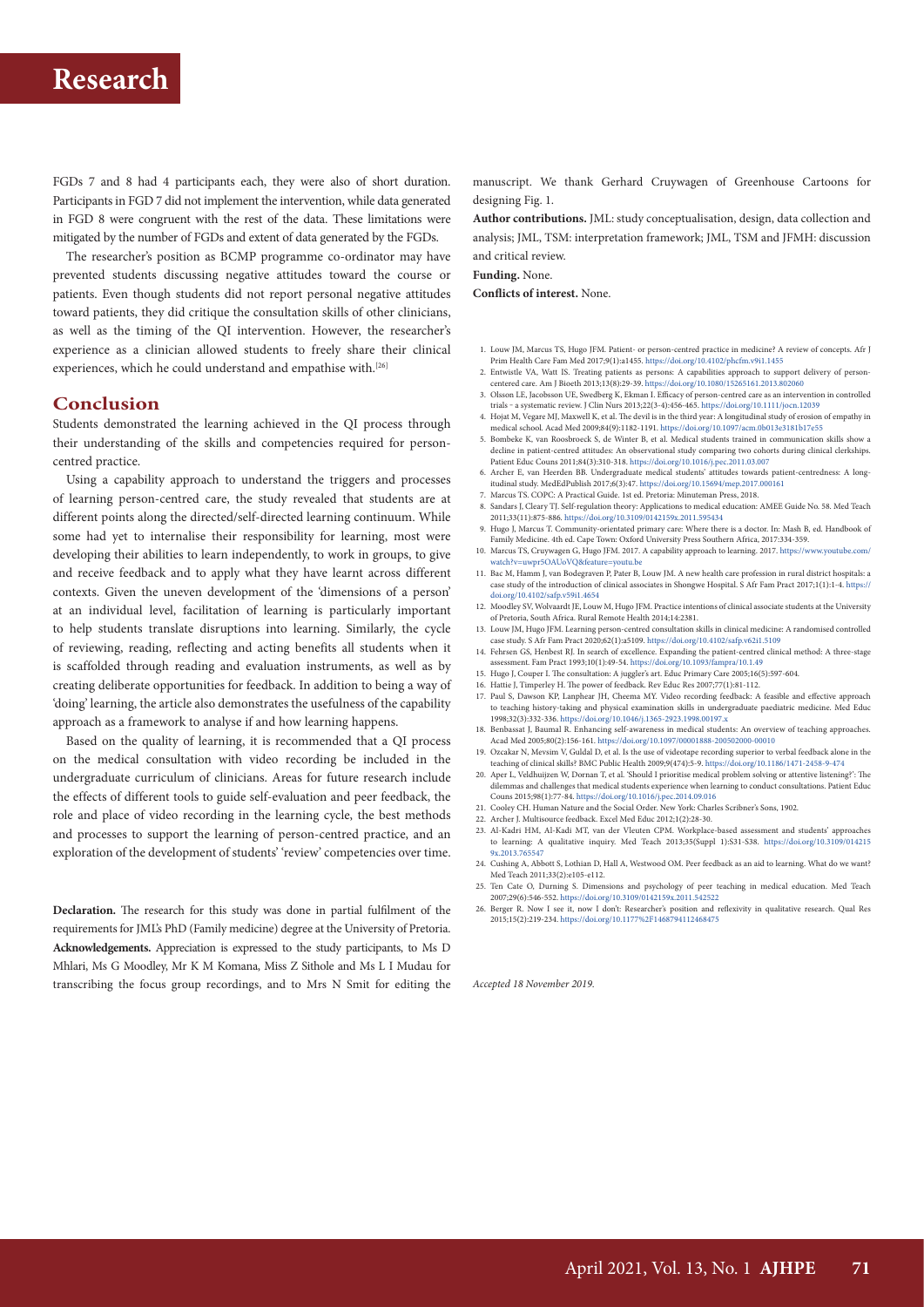FGDs 7 and 8 had 4 participants each, they were also of short duration. Participants in FGD 7 did not implement the intervention, while data generated in FGD 8 were congruent with the rest of the data. These limitations were mitigated by the number of FGDs and extent of data generated by the FGDs.

The researcher's position as BCMP programme co-ordinator may have prevented students discussing negative attitudes toward the course or patients. Even though students did not report personal negative attitudes toward patients, they did critique the consultation skills of other clinicians, as well as the timing of the QI intervention. However, the researcher's experience as a clinician allowed students to freely share their clinical experiences, which he could understand and empathise with.[26]

## Conclusion

Students demonstrated the learning achieved in the QI process through their understanding of the skills and competencies required for person-centred practice.

Using a capability approach to understand the triggers and processes of learning person-centred care, the study revealed that students are at different points along the directed/self-directed learning continuum. While some had yet to internalise their responsibility for learning, most were developing their abilities to learn independently, to work in groups, to give and receive feedback and to apply what they have learnt across different contexts. Given the uneven development of the 'dimensions of a person' at an individual level, facilitation of learning is particularly important to help students translate disruptions into learning. Similarly, the cycle of reviewing, reading, reflecting and acting benefits all students when it is scaffolded through reading and evaluation instruments, as well as by creating deliberate opportunities for feedback. In addition to being a way of 'doing' learning, the article also demonstrates the usefulness of the capability approach as a framework to analyse if and how learning happens.

Based on the quality of learning, it is recommended that a QI process on the medical consultation with video recording be included in the undergraduate curriculum of clinicians. Areas for future research include the effects of different tools to guide self-evaluation and peer feedback, the role and place of video recording in the learning cycle, the best methods and processes to support the learning of person-centred practice, and an exploration of the development of students' 'review' competencies over time.

**Declaration.** The research for this study was done in partial fulfilment of the requirements for JML's PhD (Family medicine) degree at the University of Pretoria.

**Acknowledgements.** Appreciation is expressed to the study participants, to Ms D Mhlari, Ms G Moodley, Mr K M Komana, Miss Z Sithole and Ms L I Mudau for transcribing the focus group recordings, and to Mrs N Smit for editing the manuscript. We thank Gerhard Cruywagen of Greenhouse Cartoons for designing Fig. 1.

**Author contributions.** JML: study conceptualisation, design, data collection and analysis; JML, TSM: interpretation framework; JML, TSM and JFMH: discussion and critical review.

**Funding.** None.

**Conflicts of interest.** None.

1. Louw JM, Marcus TS, Hugo JFM. Patient- or person-centred practice in medicine? A review of concepts. Afr J Prim Health Care Fam Med 2017;9(1):a1455. https://doi.org/10.4102/phcfm.v9i1.1455
2. Entwistle VA, Watt IS. Treating patients as persons: A capabilities approach to support delivery of person-centered care. Am J Bioeth 2013;13(8):29-39. https://doi.org/10.1080/15265161.2013.802060
3. Olsson LE, Jacobsson UE, Swedberg K, Ekman I. Efficacy of person-centred care as an intervention in controlled trials – a systematic review. J Clin Nurs 2013;22(3-4):456-465. https://doi.org/10.1111/jocn.12039
4. Hojat M, Vegare MJ, Maxwell K, et al. The devil is in the third year: A longitudinal study of erosion of empathy in medical school. Acad Med 2009;84(9):1182-1191. https://doi.org/10.1097/acm.0b013e3181b17e55
5. Bombeke K, van Roosbroeck S, de Winter B, et al. Medical students trained in communication skills show a decline in patient-centred attitudes: An observational study comparing two cohorts during clinical clerkships. Patient Educ Couns 2011;84(3):310-318. https://doi.org/10.1016/j.pec.2011.03.007
6. Archer E, van Heerden BB. Undergraduate medical students' attitudes towards patient-centredness: A longitudinal study. MedEdPublish 2017;6(3):47. https://doi.org/10.15694/mep.2017.000161
7. Marcus TS. COPC: A Practical Guide. 1st ed. Pretoria: Minuteman Press, 2018.
8. Sandars J, Cleary TJ. Self-regulation theory: Applications to medical education: AMEE Guide No. 58. Med Teach 2011;33(11):875-886. https://doi.org/10.3109/0142159x.2011.595434
9. Hugo J, Marcus T. Community-orientated primary care: Where there is a doctor. In: Mash B, ed. Handbook of Family Medicine. 4th ed. Cape Town: Oxford University Press Southern Africa, 2017:334-359.
10. Marcus TS, Cruywagen G, Hugo JFM. 2017. A capability approach to learning. 2017. https://www.youtube.com/watch?v=uwpr5OAUoVQ&feature=youtu.be
11. Bac M, Hamm J, van Bodegraven P, Pater B, Louw JM. A new health care profession in rural district hospitals: a case study of the introduction of clinical associates in Shongwe Hospital. S Afr Fam Pract 2017;1(1):1-4. https://doi.org/10.4102/safp.v59i1.4654
12. Moodley SV, Wolvaardt JE, Louw M, Hugo JFM. Practice intentions of clinical associate students at the University of Pretoria, South Africa. Rural Remote Health 2014;14:2381.
13. Louw JM, Hugo JFM. Learning person-centred consultation skills in clinical medicine: A randomised controlled case study. S Afr Fam Pract 2020;62(1):a5109. https://doi.org/10.4102/safp.v62i1.5109
14. Fehrsen GS, Henbest RJ. In search of excellence. Expanding the patient-centred clinical method: A three-stage assessment. Fam Pract 1993;10(1):49-54. https://doi.org/10.1093/fampra/10.1.49
15. Hugo J, Couper I. The consultation: A juggler's art. Educ Primary Care 2005;16(5):597-604.
16. Hattie J, Timperley H. The power of feedback. Rev Educ Res 2007;77(1):81-112.
17. Paul S, Dawson KP, Lanphear JH, Cheema MY. Video recording feedback: A feasible and effective approach to teaching history-taking and physical examination skills in undergraduate paediatric medicine. Med Educ 1998;32(3):332-336. https://doi.org/10.1046/j.1365-2923.1998.00197.x
18. Benbassat J, Baumal R. Enhancing self-awareness in medical students: An overview of teaching approaches. Acad Med 2005;80(2):156-161. https://doi.org/10.1097/00001888-200502000-00010
19. Ozcakar N, Mevsim V, Guldal D, et al. Is the use of videotape recording superior to verbal feedback alone in the teaching of clinical skills? BMC Public Health 2009;9(474):5-9. https://doi.org/10.1186/1471-2458-9-474
20. Aper L, Veldhuijzen W, Dornan T, et al. 'Should I prioritise medical problem solving or attentive listening?': The dilemmas and challenges that medical students experience when learning to conduct consultations. Patient Educ Couns 2015;98(1):77-84. https://doi.org/10.1016/j.pec.2014.09.016
21. Cooley CH. Human Nature and the Social Order. New York: Charles Scribner's Sons, 1902.
22. Archer J. Multisource feedback. Excel Med Educ 2012;1(2):28-30.
23. Al-Kadri HM, Al-Kadi MT, van der Vleuten CPM. Workplace-based assessment and students' approaches to learning: A qualitative inquiry. Med Teach 2013;35(Suppl 1):S31-S38. https://doi.org/10.3109/0142159x.2013.765547
24. Cushing A, Abbott S, Lothian D, Hall A, Westwood OM. Peer feedback as an aid to learning. What do we want? Med Teach 2011;33(2):e105-e112.
25. Ten Cate O, Durning S. Dimensions and psychology of peer teaching in medical education. Med Teach 2007;29(6):546-552. https://doi.org/10.3109/0142159x.2011.542522
26. Berger R. Now I see it, now I don't: Researcher's position and reflexivity in qualitative research. Qual Res 2015;15(2):219-234. https://doi.org/10.1177%2F1468794112468475

*Accepted 18 November 2019.*